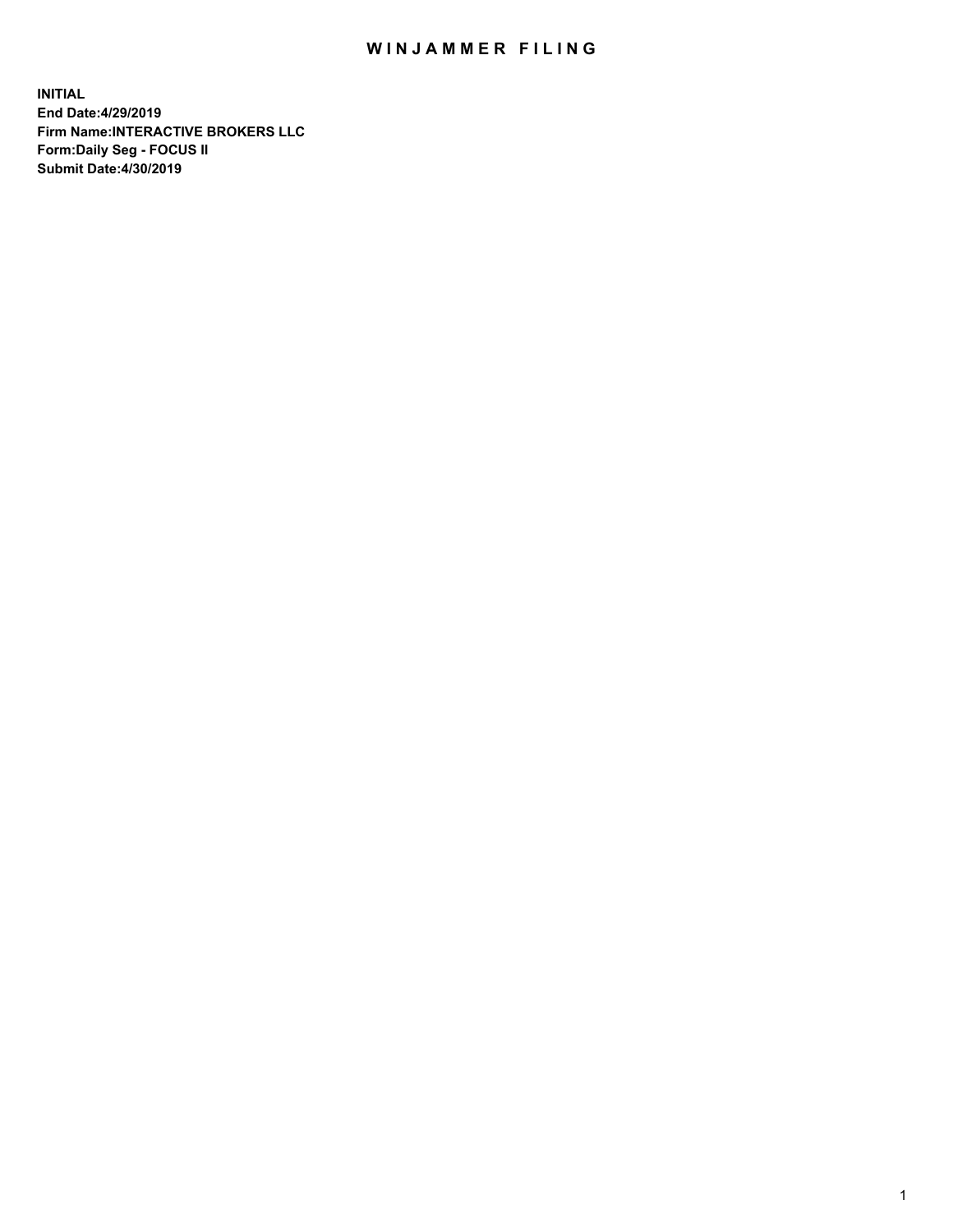# WINJAMMER FILING

**INITIAL**
**End Date:4/29/2019**
**Firm Name:INTERACTIVE BROKERS LLC**
**Form:Daily Seg - FOCUS II**
**Submit Date:4/30/2019**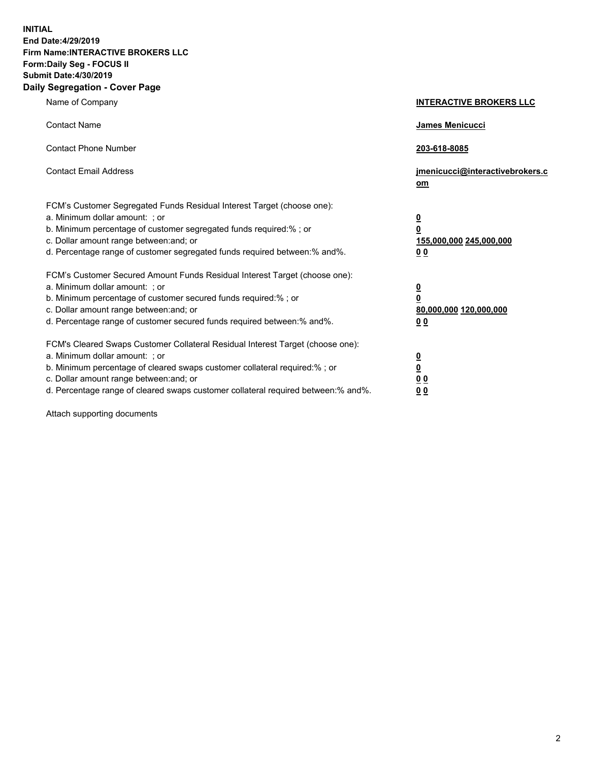**INITIAL**
**End Date:4/29/2019**
**Firm Name:INTERACTIVE BROKERS LLC**
**Form:Daily Seg - FOCUS II**
**Submit Date:4/30/2019**
**Daily Segregation - Cover Page**

| | |
|---|---|
| Name of Company | **INTERACTIVE BROKERS LLC** |
| Contact Name | **James Menicucci** |
| Contact Phone Number | **203-618-8085** |
| Contact Email Address | **jmenicucci@interactivebrokers.com** |

FCM's Customer Segregated Funds Residual Interest Target (choose one):

| | |
|---|---|
| a. Minimum dollar amount: ; or | **0** |
| b. Minimum percentage of customer segregated funds required:% ; or | **0** |
| c. Dollar amount range between:and; or | **155,000,000 245,000,000** |
| d. Percentage range of customer segregated funds required between:% and%. | **0 0** |

FCM's Customer Secured Amount Funds Residual Interest Target (choose one):

| | |
|---|---|
| a. Minimum dollar amount: ; or | **0** |
| b. Minimum percentage of customer secured funds required:% ; or | **0** |
| c. Dollar amount range between:and; or | **80,000,000 120,000,000** |
| d. Percentage range of customer secured funds required between:% and%. | **0 0** |

FCM's Cleared Swaps Customer Collateral Residual Interest Target (choose one):

| | |
|---|---|
| a. Minimum dollar amount: ; or | **0** |
| b. Minimum percentage of cleared swaps customer collateral required:% ; or | **0** |
| c. Dollar amount range between:and; or | **0 0** |
| d. Percentage range of cleared swaps customer collateral required between:% and%. | **0 0** |

Attach supporting documents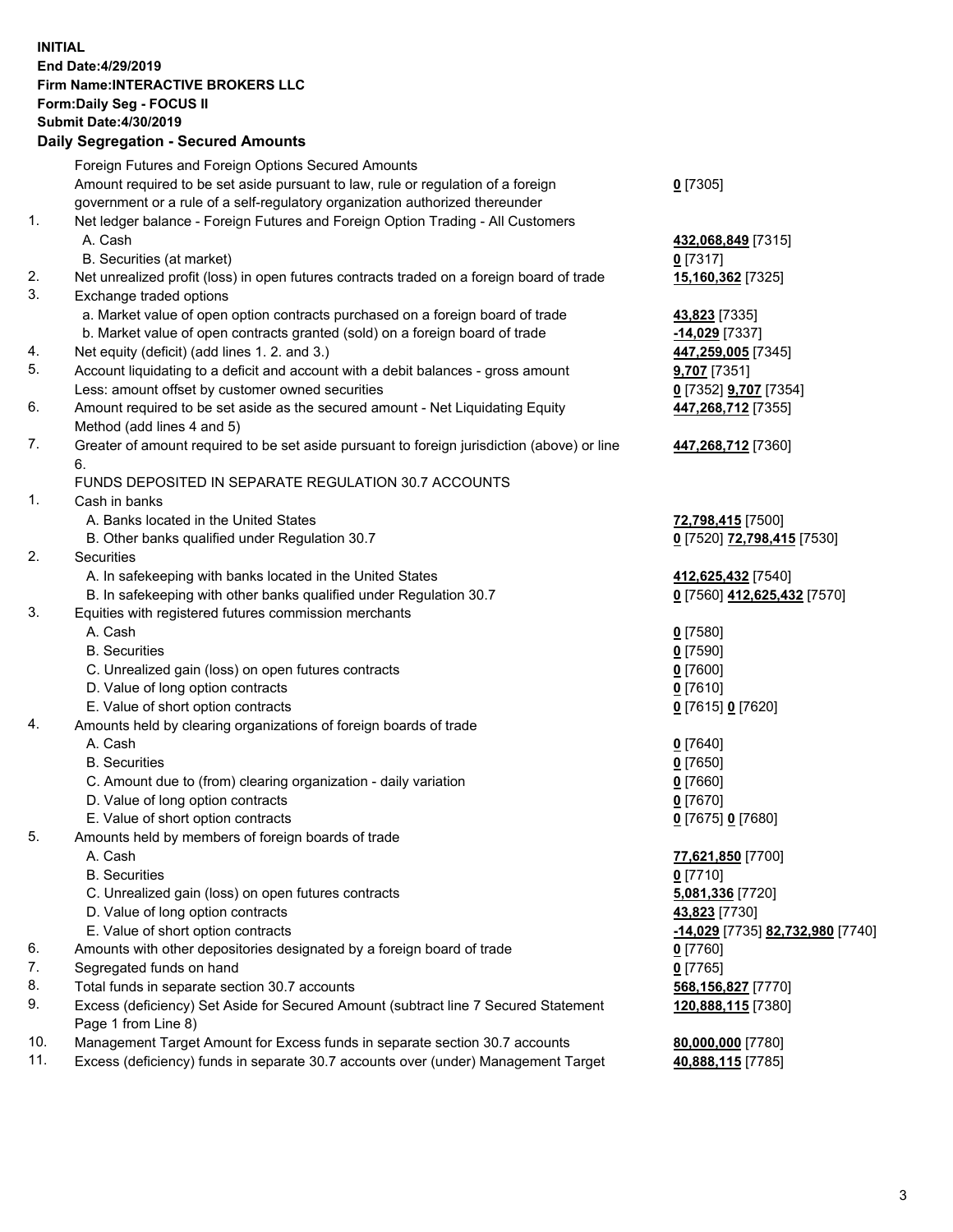**INITIAL**
**End Date:4/29/2019**
**Firm Name:INTERACTIVE BROKERS LLC**
**Form:Daily Seg - FOCUS II**
**Submit Date:4/30/2019**

**Daily Segregation - Secured Amounts**

| | | |
|---|---|---|
| | Foreign Futures and Foreign Options Secured Amounts | |
| | Amount required to be set aside pursuant to law, rule or regulation of a foreign government or a rule of a self-regulatory organization authorized thereunder | **0** [7305] |
| 1. | Net ledger balance - Foreign Futures and Foreign Option Trading - All Customers | |
| | A. Cash | **432,068,849** [7315] |
| | B. Securities (at market) | **0** [7317] |
| 2. | Net unrealized profit (loss) in open futures contracts traded on a foreign board of trade | **15,160,362** [7325] |
| 3. | Exchange traded options | |
| | a. Market value of open option contracts purchased on a foreign board of trade | **43,823** [7335] |
| | b. Market value of open contracts granted (sold) on a foreign board of trade | **-14,029** [7337] |
| 4. | Net equity (deficit) (add lines 1. 2. and 3.) | **447,259,005** [7345] |
| 5. | Account liquidating to a deficit and account with a debit balances - gross amount | **9,707** [7351] |
| | Less: amount offset by customer owned securities | **0** [7352] **9,707** [7354] |
| 6. | Amount required to be set aside as the secured amount - Net Liquidating Equity Method (add lines 4 and 5) | **447,268,712** [7355] |
| 7. | Greater of amount required to be set aside pursuant to foreign jurisdiction (above) or line 6. | **447,268,712** [7360] |
| | FUNDS DEPOSITED IN SEPARATE REGULATION 30.7 ACCOUNTS | |
| 1. | Cash in banks | |
| | A. Banks located in the United States | **72,798,415** [7500] |
| | B. Other banks qualified under Regulation 30.7 | **0** [7520] **72,798,415** [7530] |
| 2. | Securities | |
| | A. In safekeeping with banks located in the United States | **412,625,432** [7540] |
| | B. In safekeeping with other banks qualified under Regulation 30.7 | **0** [7560] **412,625,432** [7570] |
| 3. | Equities with registered futures commission merchants | |
| | A. Cash | **0** [7580] |
| | B. Securities | **0** [7590] |
| | C. Unrealized gain (loss) on open futures contracts | **0** [7600] |
| | D. Value of long option contracts | **0** [7610] |
| | E. Value of short option contracts | **0** [7615] **0** [7620] |
| 4. | Amounts held by clearing organizations of foreign boards of trade | |
| | A. Cash | **0** [7640] |
| | B. Securities | **0** [7650] |
| | C. Amount due to (from) clearing organization - daily variation | **0** [7660] |
| | D. Value of long option contracts | **0** [7670] |
| | E. Value of short option contracts | **0** [7675] **0** [7680] |
| 5. | Amounts held by members of foreign boards of trade | |
| | A. Cash | **77,621,850** [7700] |
| | B. Securities | **0** [7710] |
| | C. Unrealized gain (loss) on open futures contracts | **5,081,336** [7720] |
| | D. Value of long option contracts | **43,823** [7730] |
| | E. Value of short option contracts | **-14,029** [7735] **82,732,980** [7740] |
| 6. | Amounts with other depositories designated by a foreign board of trade | **0** [7760] |
| 7. | Segregated funds on hand | **0** [7765] |
| 8. | Total funds in separate section 30.7 accounts | **568,156,827** [7770] |
| 9. | Excess (deficiency) Set Aside for Secured Amount (subtract line 7 Secured Statement Page 1 from Line 8) | **120,888,115** [7380] |
| 10. | Management Target Amount for Excess funds in separate section 30.7 accounts | **80,000,000** [7780] |
| 11. | Excess (deficiency) funds in separate 30.7 accounts over (under) Management Target | **40,888,115** [7785] |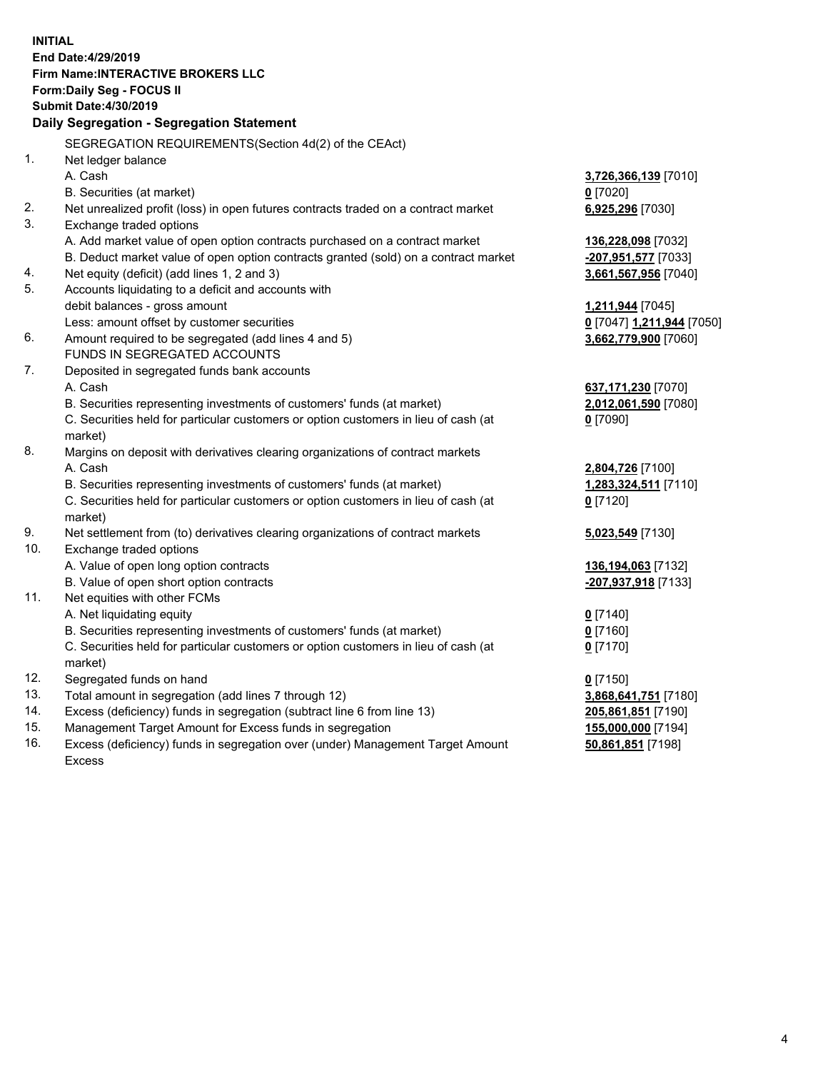**INITIAL**
**End Date:4/29/2019**
**Firm Name:INTERACTIVE BROKERS LLC**
**Form:Daily Seg - FOCUS II**
**Submit Date:4/30/2019**
**Daily Segregation - Segregation Statement**

| | | |
|---|---|---|
| | SEGREGATION REQUIREMENTS(Section 4d(2) of the CEAct) | |
| 1. | Net ledger balance | |
| | A. Cash | **3,726,366,139** [7010] |
| | B. Securities (at market) | **0** [7020] |
| 2. | Net unrealized profit (loss) in open futures contracts traded on a contract market | **6,925,296** [7030] |
| 3. | Exchange traded options | |
| | A. Add market value of open option contracts purchased on a contract market | **136,228,098** [7032] |
| | B. Deduct market value of open option contracts granted (sold) on a contract market | **-207,951,577** [7033] |
| 4. | Net equity (deficit) (add lines 1, 2 and 3) | **3,661,567,956** [7040] |
| 5. | Accounts liquidating to a deficit and accounts with | |
| | debit balances - gross amount | **1,211,944** [7045] |
| | Less: amount offset by customer securities | **0** [7047] **1,211,944** [7050] |
| 6. | Amount required to be segregated (add lines 4 and 5) | **3,662,779,900** [7060] |
| | FUNDS IN SEGREGATED ACCOUNTS | |
| 7. | Deposited in segregated funds bank accounts | |
| | A. Cash | **637,171,230** [7070] |
| | B. Securities representing investments of customers' funds (at market) | **2,012,061,590** [7080] |
| | C. Securities held for particular customers or option customers in lieu of cash (at market) | **0** [7090] |
| 8. | Margins on deposit with derivatives clearing organizations of contract markets | |
| | A. Cash | **2,804,726** [7100] |
| | B. Securities representing investments of customers' funds (at market) | **1,283,324,511** [7110] |
| | C. Securities held for particular customers or option customers in lieu of cash (at market) | **0** [7120] |
| 9. | Net settlement from (to) derivatives clearing organizations of contract markets | **5,023,549** [7130] |
| 10. | Exchange traded options | |
| | A. Value of open long option contracts | **136,194,063** [7132] |
| | B. Value of open short option contracts | **-207,937,918** [7133] |
| 11. | Net equities with other FCMs | |
| | A. Net liquidating equity | **0** [7140] |
| | B. Securities representing investments of customers' funds (at market) | **0** [7160] |
| | C. Securities held for particular customers or option customers in lieu of cash (at market) | **0** [7170] |
| 12. | Segregated funds on hand | **0** [7150] |
| 13. | Total amount in segregation (add lines 7 through 12) | **3,868,641,751** [7180] |
| 14. | Excess (deficiency) funds in segregation (subtract line 6 from line 13) | **205,861,851** [7190] |
| 15. | Management Target Amount for Excess funds in segregation | **155,000,000** [7194] |
| 16. | Excess (deficiency) funds in segregation over (under) Management Target Amount Excess | **50,861,851** [7198] |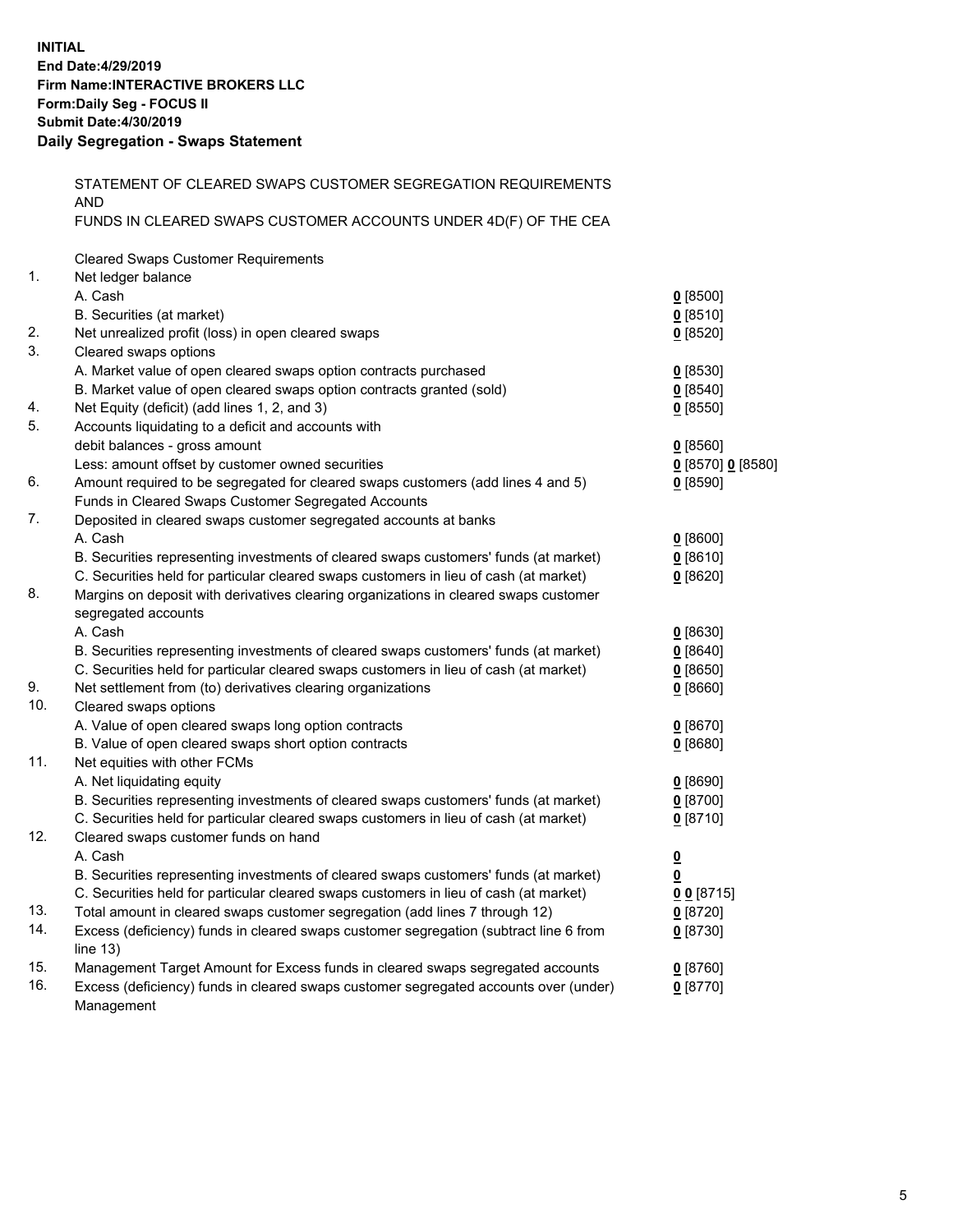**INITIAL**
**End Date:4/29/2019**
**Firm Name:INTERACTIVE BROKERS LLC**
**Form:Daily Seg - FOCUS II**
**Submit Date:4/30/2019**
**Daily Segregation - Swaps Statement**

STATEMENT OF CLEARED SWAPS CUSTOMER SEGREGATION REQUIREMENTS AND FUNDS IN CLEARED SWAPS CUSTOMER ACCOUNTS UNDER 4D(F) OF THE CEA

| | | |
|---|---|---|
| | Cleared Swaps Customer Requirements | |
| 1. | Net ledger balance | |
| | A. Cash | 0 [8500] |
| | B. Securities (at market) | 0 [8510] |
| 2. | Net unrealized profit (loss) in open cleared swaps | 0 [8520] |
| 3. | Cleared swaps options | |
| | A. Market value of open cleared swaps option contracts purchased | 0 [8530] |
| | B. Market value of open cleared swaps option contracts granted (sold) | 0 [8540] |
| 4. | Net Equity (deficit) (add lines 1, 2, and 3) | 0 [8550] |
| 5. | Accounts liquidating to a deficit and accounts with debit balances - gross amount | 0 [8560] |
| | Less: amount offset by customer owned securities | 0 [8570] 0 [8580] |
| 6. | Amount required to be segregated for cleared swaps customers (add lines 4 and 5) | 0 [8590] |
| | Funds in Cleared Swaps Customer Segregated Accounts | |
| 7. | Deposited in cleared swaps customer segregated accounts at banks | |
| | A. Cash | 0 [8600] |
| | B. Securities representing investments of cleared swaps customers' funds (at market) | 0 [8610] |
| | C. Securities held for particular cleared swaps customers in lieu of cash (at market) | 0 [8620] |
| 8. | Margins on deposit with derivatives clearing organizations in cleared swaps customer segregated accounts | |
| | A. Cash | 0 [8630] |
| | B. Securities representing investments of cleared swaps customers' funds (at market) | 0 [8640] |
| | C. Securities held for particular cleared swaps customers in lieu of cash (at market) | 0 [8650] |
| 9. | Net settlement from (to) derivatives clearing organizations | 0 [8660] |
| 10. | Cleared swaps options | |
| | A. Value of open cleared swaps long option contracts | 0 [8670] |
| | B. Value of open cleared swaps short option contracts | 0 [8680] |
| 11. | Net equities with other FCMs | |
| | A. Net liquidating equity | 0 [8690] |
| | B. Securities representing investments of cleared swaps customers' funds (at market) | 0 [8700] |
| | C. Securities held for particular cleared swaps customers in lieu of cash (at market) | 0 [8710] |
| 12. | Cleared swaps customer funds on hand | |
| | A. Cash | 0 |
| | B. Securities representing investments of cleared swaps customers' funds (at market) | 0 |
| | C. Securities held for particular cleared swaps customers in lieu of cash (at market) | 0 0 [8715] |
| 13. | Total amount in cleared swaps customer segregation (add lines 7 through 12) | 0 [8720] |
| 14. | Excess (deficiency) funds in cleared swaps customer segregation (subtract line 6 from line 13) | 0 [8730] |
| 15. | Management Target Amount for Excess funds in cleared swaps segregated accounts | 0 [8760] |
| 16. | Excess (deficiency) funds in cleared swaps customer segregated accounts over (under) Management | 0 [8770] |